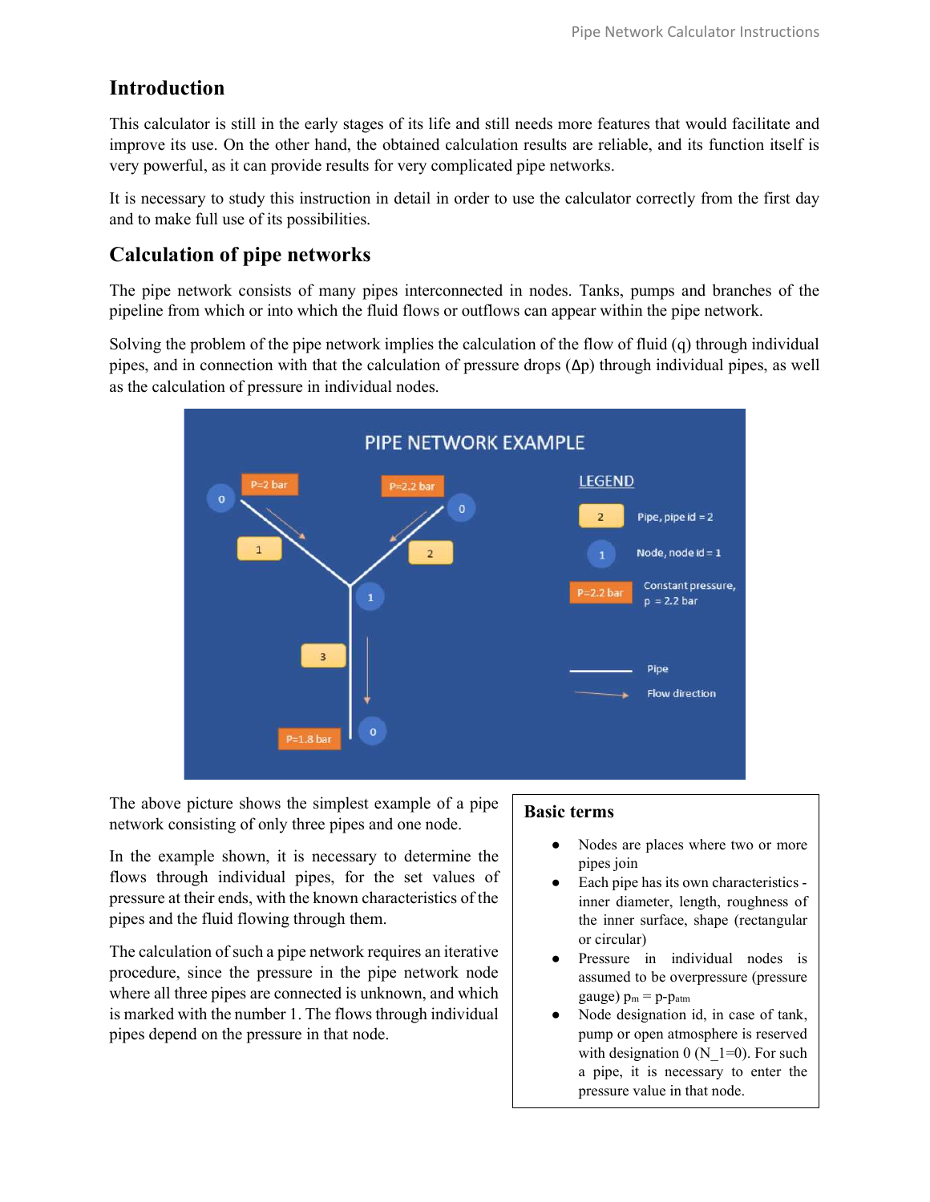## Introduction

This calculator is still in the early stages of its life and still needs more features that would facilitate and improve its use. On the other hand, the obtained calculation results are reliable, and its function itself is very powerful, as it can provide results for very complicated pipe networks.

It is necessary to study this instruction in detail in order to use the calculator correctly from the first day and to make full use of its possibilities.

## Calculation of pipe networks

The pipe network consists of many pipes interconnected in nodes. Tanks, pumps and branches of the pipeline from which or into which the fluid flows or outflows can appear within the pipe network.

Solving the problem of the pipe network implies the calculation of the flow of fluid (q) through individual pipes, and in connection with that the calculation of pressure drops (Δp) through individual pipes, as well as the calculation of pressure in individual nodes.

The above picture shows the simplest example of a pipe network consisting of only three pipes and one node.

In the example shown, it is necessary to determine the flows through individual pipes, for the set values of pressure at their ends, with the known characteristics of the pipes and the fluid flowing through them.

The calculation of such a pipe network requires an iterative procedure, since the pressure in the pipe network node where all three pipes are connected is unknown, and which is marked with the number 1. The flows through individual pipes depend on the pressure in that node.

### Basic terms

- Nodes are places where two or more pipes join
- Each pipe has its own characteristics - inner diameter, length, roughness of the inner surface, shape (rectangular or circular)
- Pressure in individual nodes is assumed to be overpressure (pressure gauge) $p_m = p - p_{atm}$
- Node designation id, in case of tank, pump or open atmosphere is reserved with designation 0 (N_1=0). For such a pipe, it is necessary to enter the pressure value in that node.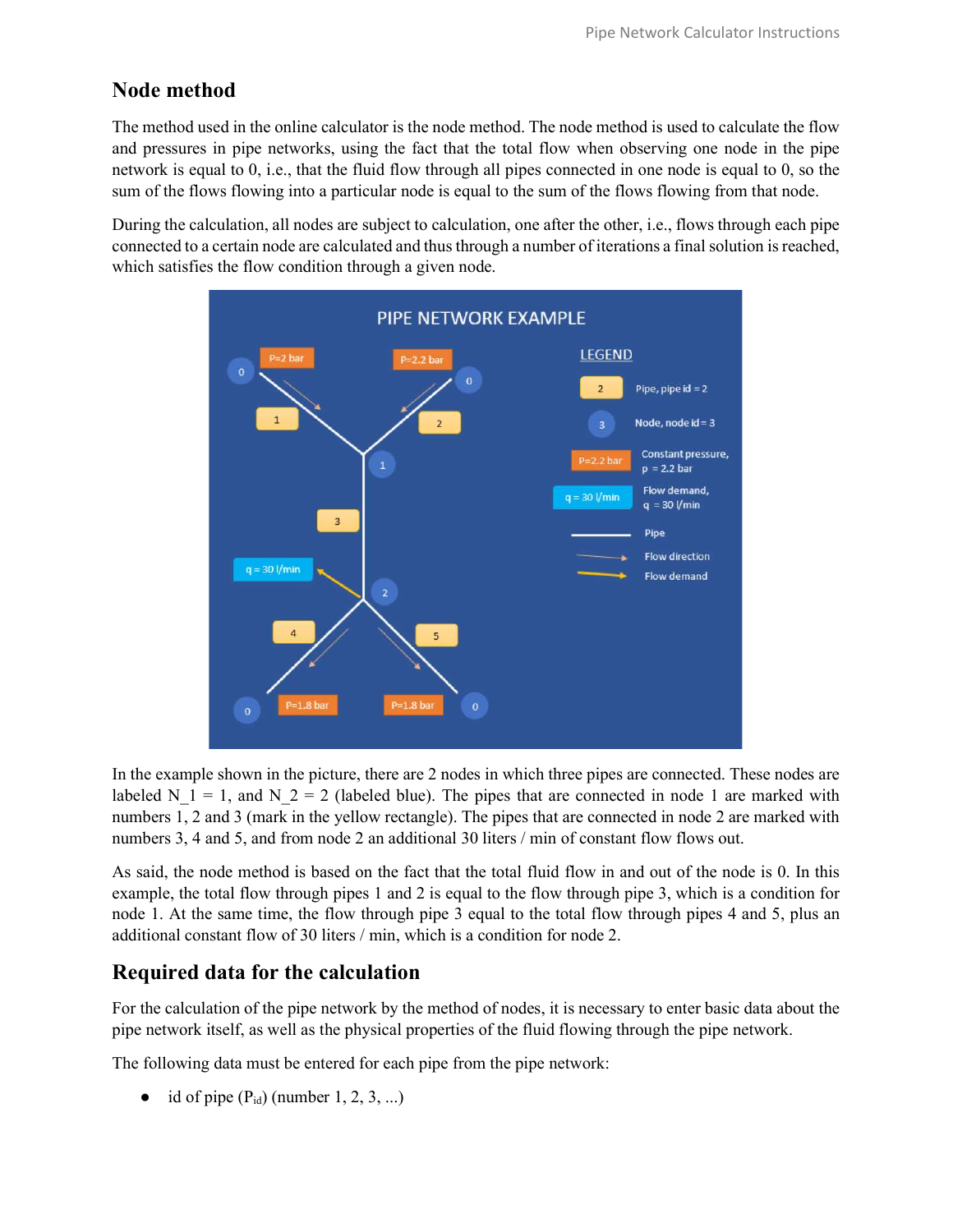## Node method

The method used in the online calculator is the node method. The node method is used to calculate the flow and pressures in pipe networks, using the fact that the total flow when observing one node in the pipe network is equal to 0, i.e., that the fluid flow through all pipes connected in one node is equal to 0, so the sum of the flows flowing into a particular node is equal to the sum of the flows flowing from that node.

During the calculation, all nodes are subject to calculation, one after the other, i.e., flows through each pipe connected to a certain node are calculated and thus through a number of iterations a final solution is reached, which satisfies the flow condition through a given node.

In the example shown in the picture, there are 2 nodes in which three pipes are connected. These nodes are labeled $N\_1 = 1$, and $N\_2 = 2$ (labeled blue). The pipes that are connected in node 1 are marked with numbers 1, 2 and 3 (mark in the yellow rectangle). The pipes that are connected in node 2 are marked with numbers 3, 4 and 5, and from node 2 an additional 30 liters / min of constant flow flows out.

As said, the node method is based on the fact that the total fluid flow in and out of the node is 0. In this example, the total flow through pipes 1 and 2 is equal to the flow through pipe 3, which is a condition for node 1. At the same time, the flow through pipe 3 equal to the total flow through pipes 4 and 5, plus an additional constant flow of 30 liters / min, which is a condition for node 2.

## Required data for the calculation

For the calculation of the pipe network by the method of nodes, it is necessary to enter basic data about the pipe network itself, as well as the physical properties of the fluid flowing through the pipe network.

The following data must be entered for each pipe from the pipe network:

- id of pipe ($P_{id}$) (number 1, 2, 3, ...)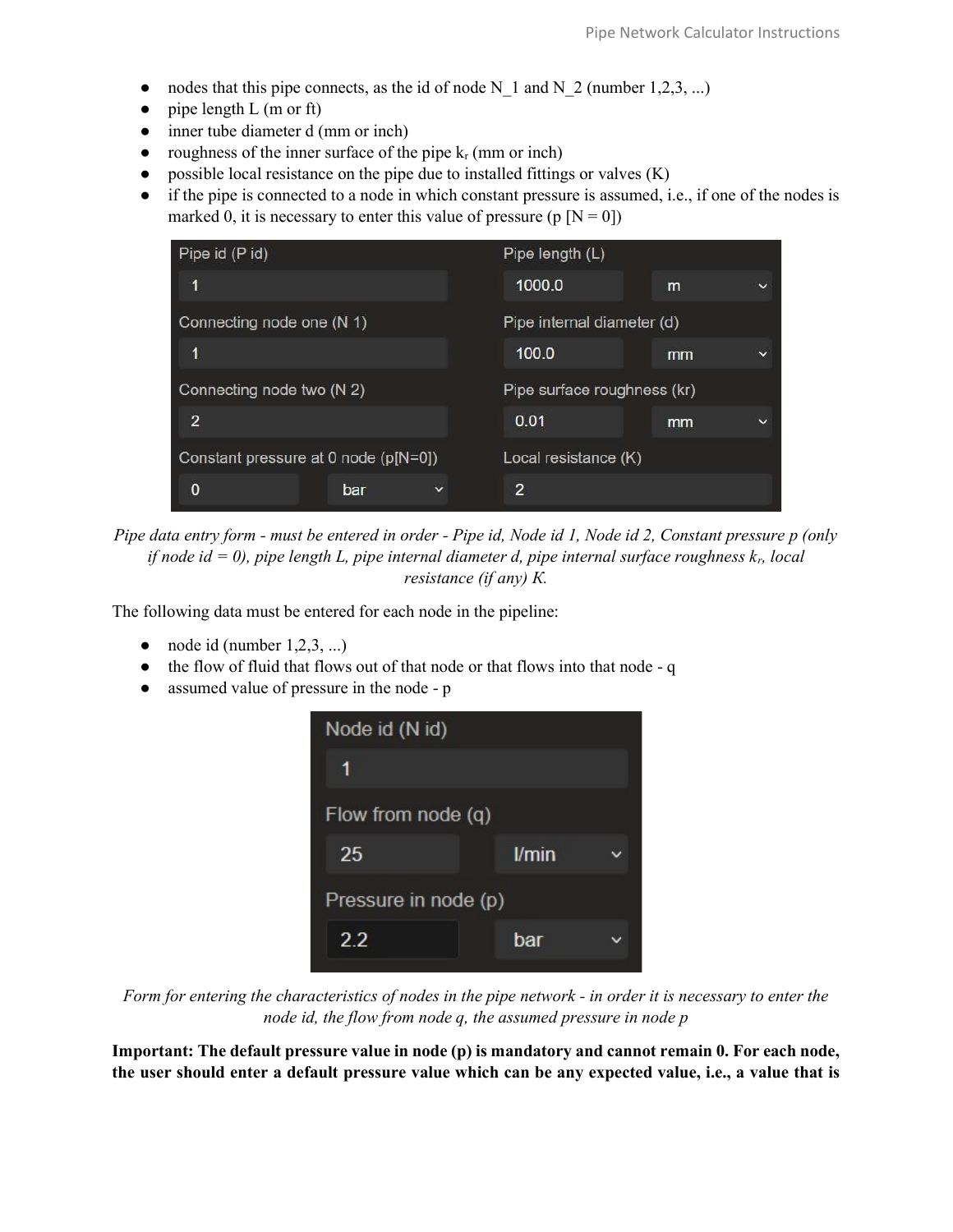- nodes that this pipe connects, as the id of node N_1 and N_2 (number 1,2,3, ...)
- pipe length L (m or ft)
- inner tube diameter d (mm or inch)
- roughness of the inner surface of the pipe $k_r$ (mm or inch)
- possible local resistance on the pipe due to installed fittings or valves (K)
- if the pipe is connected to a node in which constant pressure is assumed, i.e., if one of the nodes is marked 0, it is necessary to enter this value of pressure (p [N = 0])

| Pipe id (P id) | | Pipe length (L) | |
|---|---|---|---|
| 1 | | 1000.0 | m |
| Connecting node one (N 1) | | Pipe internal diameter (d) | |
| 1 | | 100.0 | mm |
| Connecting node two (N 2) | | Pipe surface roughness (kr) | |
| 2 | | 0.01 | mm |
| Constant pressure at 0 node (p[N=0]) | | Local resistance (K) | |
| 0 | bar | 2 | |

*Pipe data entry form - must be entered in order - Pipe id, Node id 1, Node id 2, Constant pressure p (only if node id = 0), pipe length L, pipe internal diameter d, pipe internal surface roughness $k_r$, local resistance (if any) K.*

The following data must be entered for each node in the pipeline:

- node id (number 1,2,3, ...)
- the flow of fluid that flows out of that node or that flows into that node - q
- assumed value of pressure in the node - p

| Node id (N id) | |
|---|---|
| 1 | |
| Flow from node (q) | |
| 25 | l/min |
| Pressure in node (p) | |
| 2.2 | bar |

*Form for entering the characteristics of nodes in the pipe network - in order it is necessary to enter the node id, the flow from node q, the assumed pressure in node p*

**Important: The default pressure value in node (p) is mandatory and cannot remain 0. For each node, the user should enter a default pressure value which can be any expected value, i.e., a value that is**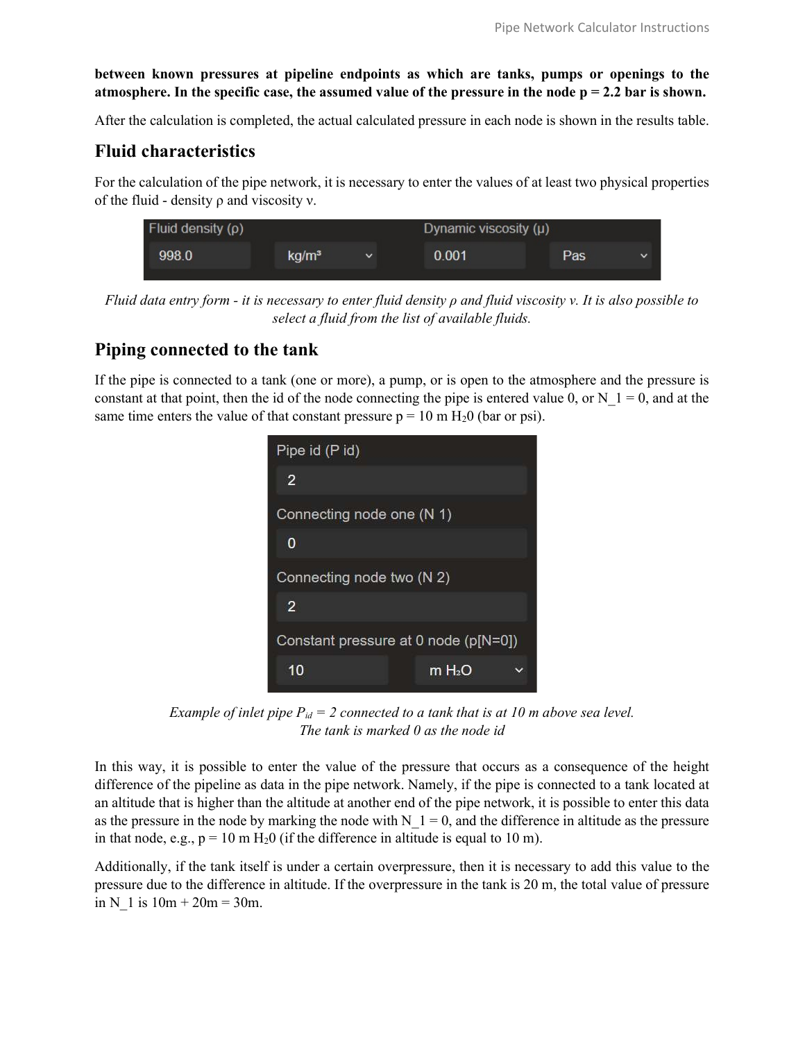**between known pressures at pipeline endpoints as which are tanks, pumps or openings to the atmosphere. In the specific case, the assumed value of the pressure in the node p = 2.2 bar is shown.**

After the calculation is completed, the actual calculated pressure in each node is shown in the results table.

## Fluid characteristics

For the calculation of the pipe network, it is necessary to enter the values of at least two physical properties of the fluid - density ρ and viscosity ν.

| Fluid density (ρ) | | Dynamic viscosity (μ) | |
|---|---|---|---|
| 998.0 | kg/m³ | 0.001 | Pas |

*Fluid data entry form - it is necessary to enter fluid density ρ and fluid viscosity ν. It is also possible to select a fluid from the list of available fluids.*

## Piping connected to the tank

If the pipe is connected to a tank (one or more), a pump, or is open to the atmosphere and the pressure is constant at that point, then the id of the node connecting the pipe is entered value 0, or N_1 = 0, and at the same time enters the value of that constant pressure p = 10 m $H_20$ (bar or psi).

| Field | Value |
|---|---|
| Pipe id (P id) | 2 |
| Connecting node one (N 1) | 0 |
| Connecting node two (N 2) | 2 |
| Constant pressure at 0 node (p[N=0]) | 10 m $H_2O$ |

*Example of inlet pipe $P_{id}$ = 2 connected to a tank that is at 10 m above sea level. The tank is marked 0 as the node id*

In this way, it is possible to enter the value of the pressure that occurs as a consequence of the height difference of the pipeline as data in the pipe network. Namely, if the pipe is connected to a tank located at an altitude that is higher than the altitude at another end of the pipe network, it is possible to enter this data as the pressure in the node by marking the node with N_1 = 0, and the difference in altitude as the pressure in that node, e.g., p = 10 m $H_20$ (if the difference in altitude is equal to 10 m).

Additionally, if the tank itself is under a certain overpressure, then it is necessary to add this value to the pressure due to the difference in altitude. If the overpressure in the tank is 20 m, the total value of pressure in N_1 is 10m + 20m = 30m.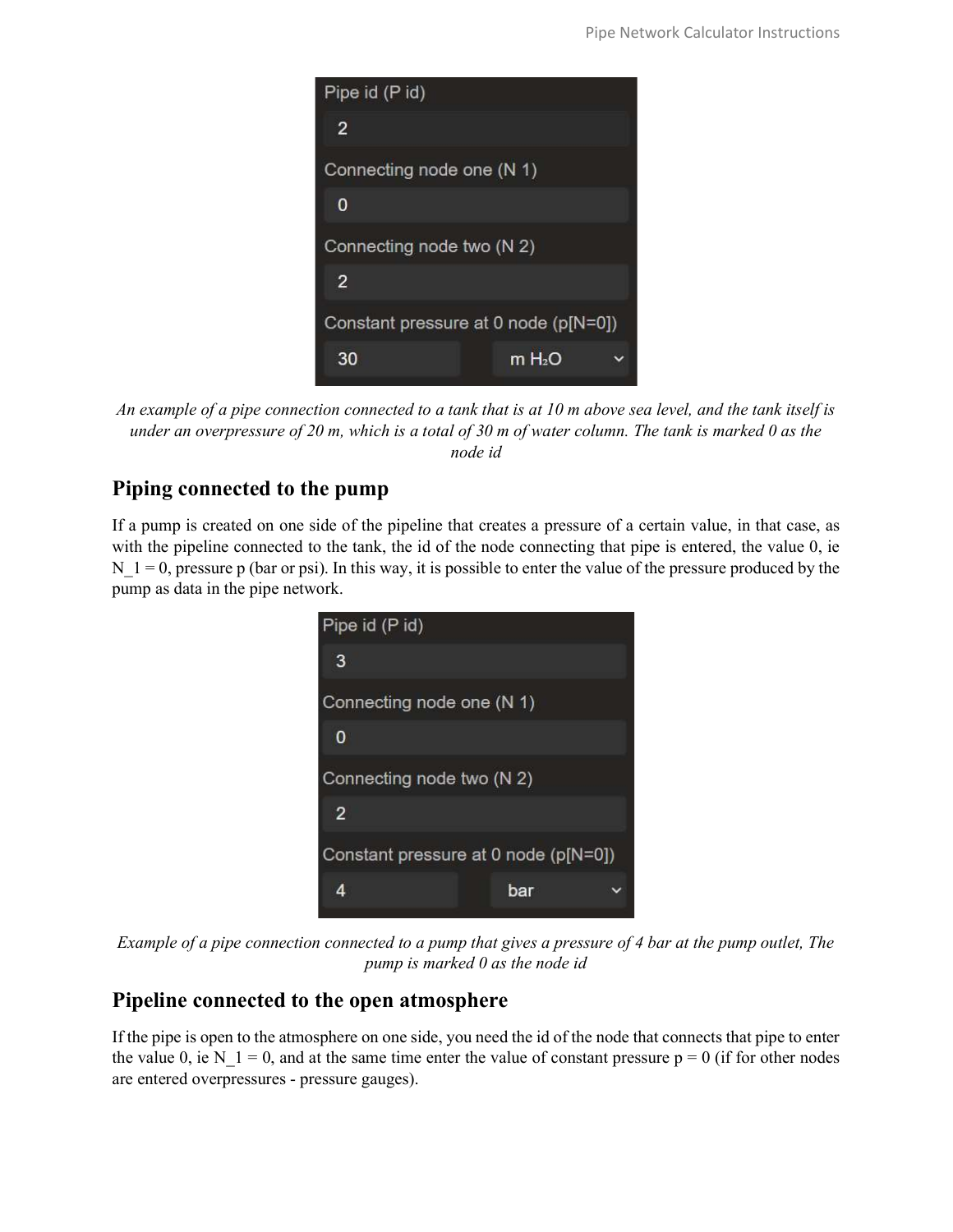Pipe id (P id)

2

Connecting node one (N 1)

0

Connecting node two (N 2)

2

Constant pressure at 0 node (p[N=0])

30 m $H_2O$

*An example of a pipe connection connected to a tank that is at 10 m above sea level, and the tank itself is under an overpressure of 20 m, which is a total of 30 m of water column. The tank is marked 0 as the node id*

## Piping connected to the pump

If a pump is created on one side of the pipeline that creates a pressure of a certain value, in that case, as with the pipeline connected to the tank, the id of the node connecting that pipe is entered, the value 0, ie $N_1 = 0$, pressure p (bar or psi). In this way, it is possible to enter the value of the pressure produced by the pump as data in the pipe network.

Pipe id (P id)

3

Connecting node one (N 1)

0

Connecting node two (N 2)

2

Constant pressure at 0 node (p[N=0])

4 bar

*Example of a pipe connection connected to a pump that gives a pressure of 4 bar at the pump outlet, The pump is marked 0 as the node id*

## Pipeline connected to the open atmosphere

If the pipe is open to the atmosphere on one side, you need the id of the node that connects that pipe to enter the value 0, ie $N_1 = 0$, and at the same time enter the value of constant pressure $p = 0$ (if for other nodes are entered overpressures - pressure gauges).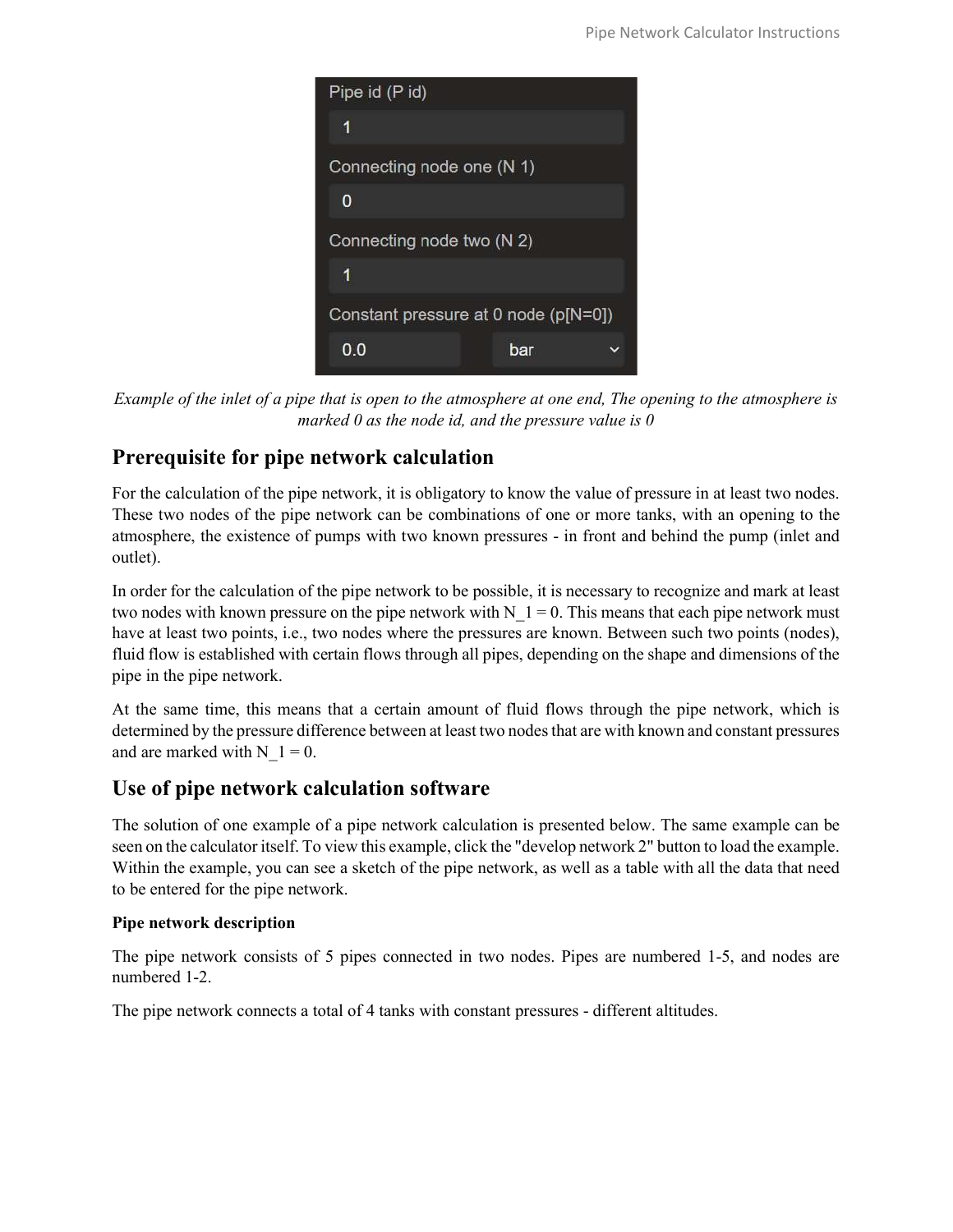Pipe id (P id)

1

Connecting node one (N 1)

0

Connecting node two (N 2)

1

Constant pressure at 0 node (p[N=0])

0.0 bar

*Example of the inlet of a pipe that is open to the atmosphere at one end, The opening to the atmosphere is marked 0 as the node id, and the pressure value is 0*

## Prerequisite for pipe network calculation

For the calculation of the pipe network, it is obligatory to know the value of pressure in at least two nodes. These two nodes of the pipe network can be combinations of one or more tanks, with an opening to the atmosphere, the existence of pumps with two known pressures - in front and behind the pump (inlet and outlet).

In order for the calculation of the pipe network to be possible, it is necessary to recognize and mark at least two nodes with known pressure on the pipe network with $N\_1 = 0$. This means that each pipe network must have at least two points, i.e., two nodes where the pressures are known. Between such two points (nodes), fluid flow is established with certain flows through all pipes, depending on the shape and dimensions of the pipe in the pipe network.

At the same time, this means that a certain amount of fluid flows through the pipe network, which is determined by the pressure difference between at least two nodes that are with known and constant pressures and are marked with $N\_1 = 0$.

## Use of pipe network calculation software

The solution of one example of a pipe network calculation is presented below. The same example can be seen on the calculator itself. To view this example, click the "develop network 2" button to load the example. Within the example, you can see a sketch of the pipe network, as well as a table with all the data that need to be entered for the pipe network.

**Pipe network description**

The pipe network consists of 5 pipes connected in two nodes. Pipes are numbered 1-5, and nodes are numbered 1-2.

The pipe network connects a total of 4 tanks with constant pressures - different altitudes.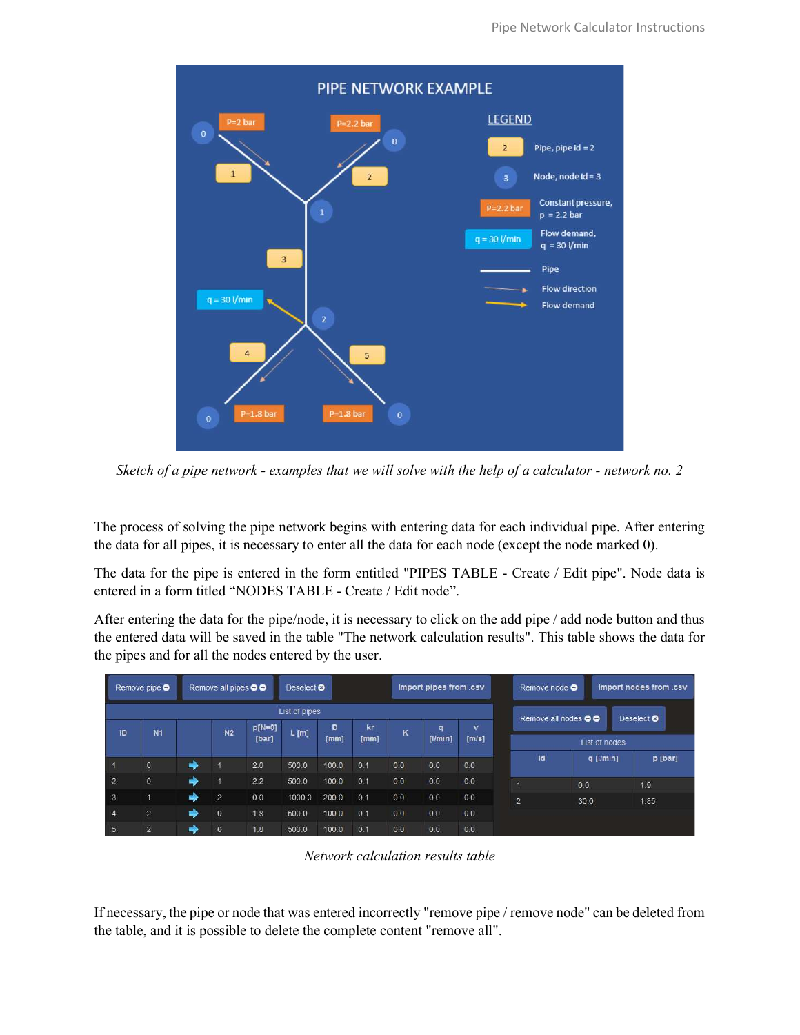*Sketch of a pipe network - examples that we will solve with the help of a calculator - network no. 2*

The process of solving the pipe network begins with entering data for each individual pipe. After entering the data for all pipes, it is necessary to enter all the data for each node (except the node marked 0).

The data for the pipe is entered in the form entitled "PIPES TABLE - Create / Edit pipe". Node data is entered in a form titled "NODES TABLE - Create / Edit node".

After entering the data for the pipe/node, it is necessary to click on the add pipe / add node button and thus the entered data will be saved in the table "The network calculation results". This table shows the data for the pipes and for all the nodes entered by the user.

List of pipes

| ID | N1 | | N2 | p[N=0] [bar] | L [m] | D [mm] | kr [mm] | K | q [l/min] | v [m/s] |
|---|---|---|---|---|---|---|---|---|---|---|
| 1 | 0 | ➡ | 1 | 2.0 | 500.0 | 100.0 | 0.1 | 0.0 | 0.0 | 0.0 |
| 2 | 0 | ➡ | 1 | 2.2 | 500.0 | 100.0 | 0.1 | 0.0 | 0.0 | 0.0 |
| 3 | 1 | ➡ | 2 | 0.0 | 1000.0 | 200.0 | 0.1 | 0.0 | 0.0 | 0.0 |
| 4 | 2 | ➡ | 0 | 1.8 | 500.0 | 100.0 | 0.1 | 0.0 | 0.0 | 0.0 |
| 5 | 2 | ➡ | 0 | 1.8 | 500.0 | 100.0 | 0.1 | 0.0 | 0.0 | 0.0 |

List of nodes

| Id | q [l/min] | p [bar] |
|---|---|---|
| 1 | 0.0 | 1.9 |
| 2 | 30.0 | 1.85 |

*Network calculation results table*

If necessary, the pipe or node that was entered incorrectly "remove pipe / remove node" can be deleted from the table, and it is possible to delete the complete content "remove all".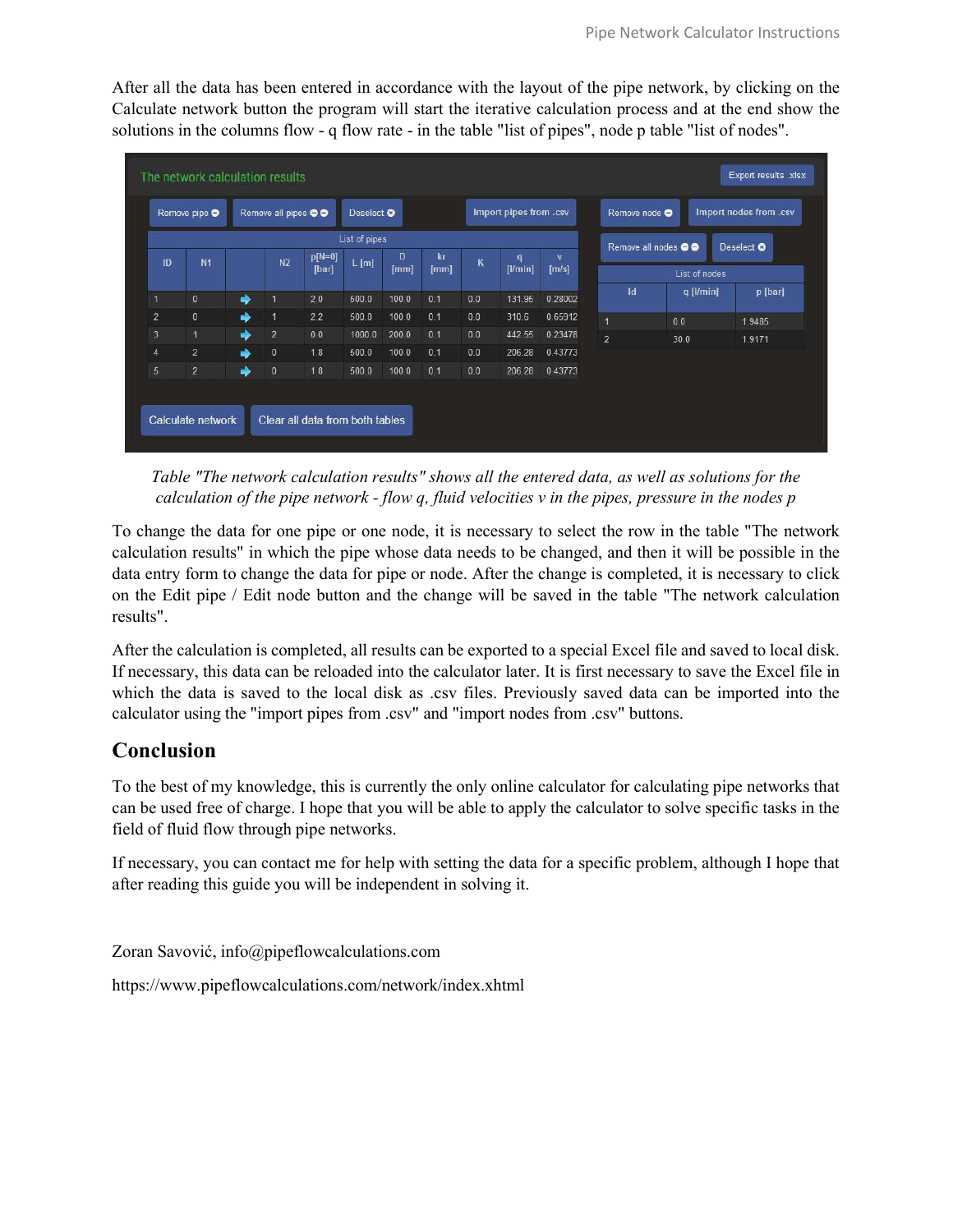After all the data has been entered in accordance with the layout of the pipe network, by clicking on the Calculate network button the program will start the iterative calculation process and at the end show the solutions in the columns flow - q flow rate - in the table "list of pipes", node p table "list of nodes".

The network calculation results

Export results .xlsx

Remove pipe | Remove all pipes | Deselect | Import pipes from .csv

List of pipes

| ID | N1 | | N2 | p[N=0] [bar] | L [m] | D [mm] | kr [mm] | K | q [l/min] | v [m/s] |
|---|---|---|---|---|---|---|---|---|---|---|
| 1 | 0 | ➡ | 1 | 2.0 | 500.0 | 100.0 | 0.1 | 0.0 | 131.95 | 0.28002 |
| 2 | 0 | ➡ | 1 | 2.2 | 500.0 | 100.0 | 0.1 | 0.0 | 310.6 | 0.65912 |
| 3 | 1 | ➡ | 2 | 0.0 | 1000.0 | 200.0 | 0.1 | 0.0 | 442.55 | 0.23478 |
| 4 | 2 | ➡ | 0 | 1.8 | 500.0 | 100.0 | 0.1 | 0.0 | 206.28 | 0.43773 |
| 5 | 2 | ➡ | 0 | 1.8 | 500.0 | 100.0 | 0.1 | 0.0 | 206.28 | 0.43773 |

Remove node | Import nodes from .csv | Remove all nodes | Deselect

List of nodes

| Id | q [l/min] | p [bar] |
|---|---|---|
| 1 | 0.0 | 1.9485 |
| 2 | 30.0 | 1.9171 |

Calculate network | Clear all data from both tables

*Table "The network calculation results" shows all the entered data, as well as solutions for the calculation of the pipe network - flow q, fluid velocities v in the pipes, pressure in the nodes p*

To change the data for one pipe or one node, it is necessary to select the row in the table "The network calculation results" in which the pipe whose data needs to be changed, and then it will be possible in the data entry form to change the data for pipe or node. After the change is completed, it is necessary to click on the Edit pipe / Edit node button and the change will be saved in the table "The network calculation results".

After the calculation is completed, all results can be exported to a special Excel file and saved to local disk. If necessary, this data can be reloaded into the calculator later. It is first necessary to save the Excel file in which the data is saved to the local disk as .csv files. Previously saved data can be imported into the calculator using the "import pipes from .csv" and "import nodes from .csv" buttons.

## Conclusion

To the best of my knowledge, this is currently the only online calculator for calculating pipe networks that can be used free of charge. I hope that you will be able to apply the calculator to solve specific tasks in the field of fluid flow through pipe networks.

If necessary, you can contact me for help with setting the data for a specific problem, although I hope that after reading this guide you will be independent in solving it.

Zoran Savović, info@pipeflowcalculations.com

https://www.pipeflowcalculations.com/network/index.xhtml